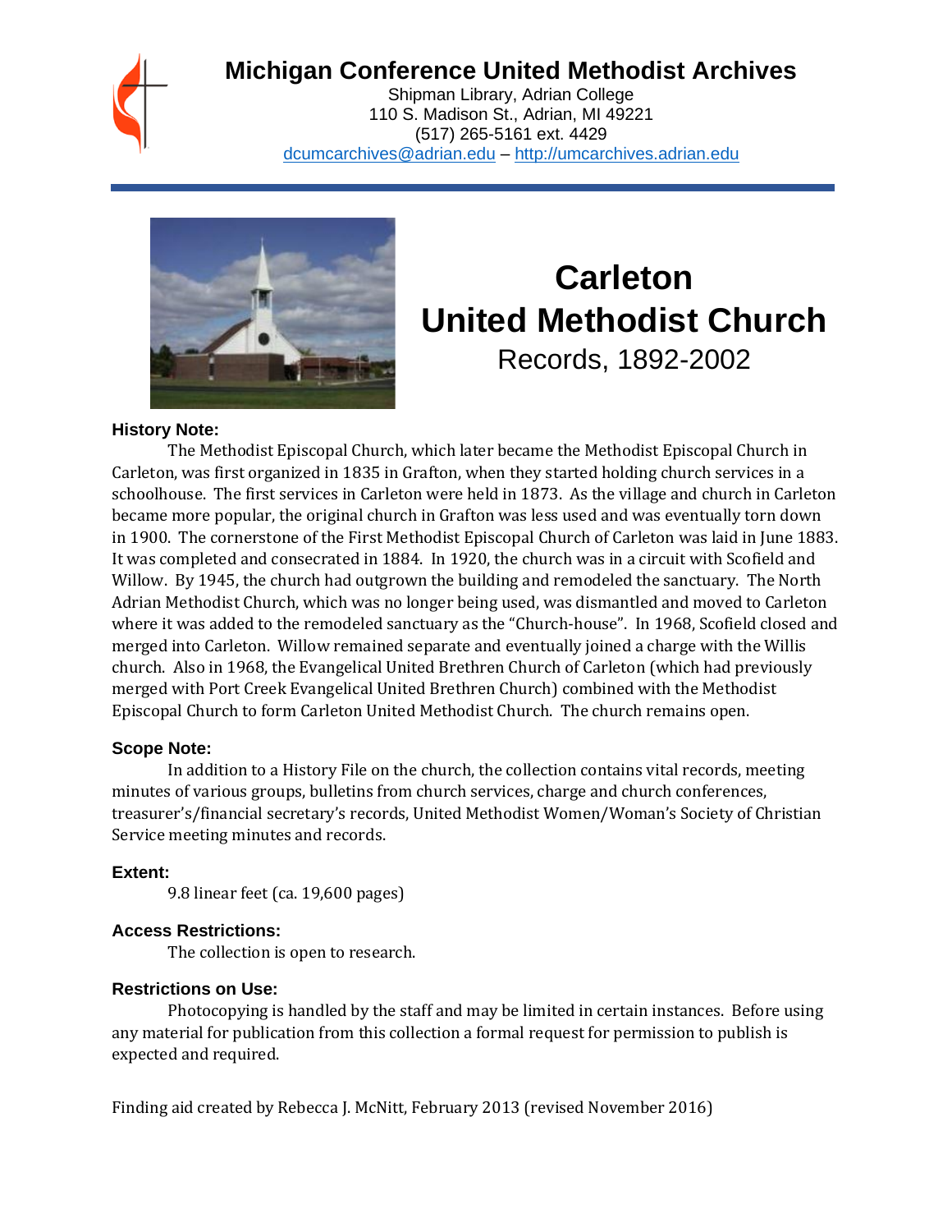# Michigan Conference United Methodist Archives

Shipman Library, Adrian College
110 S. Madison St., Adrian, MI 49221
(517) 265-5161 ext. 4429
dcumcarchives@adrian.edu – http://umcarchives.adrian.edu

# Carleton United Methodist Church

Records, 1892-2002

### History Note:

The Methodist Episcopal Church, which later became the Methodist Episcopal Church in Carleton, was first organized in 1835 in Grafton, when they started holding church services in a schoolhouse. The first services in Carleton were held in 1873. As the village and church in Carleton became more popular, the original church in Grafton was less used and was eventually torn down in 1900. The cornerstone of the First Methodist Episcopal Church of Carleton was laid in June 1883. It was completed and consecrated in 1884. In 1920, the church was in a circuit with Scofield and Willow. By 1945, the church had outgrown the building and remodeled the sanctuary. The North Adrian Methodist Church, which was no longer being used, was dismantled and moved to Carleton where it was added to the remodeled sanctuary as the "Church-house". In 1968, Scofield closed and merged into Carleton. Willow remained separate and eventually joined a charge with the Willis church. Also in 1968, the Evangelical United Brethren Church of Carleton (which had previously merged with Port Creek Evangelical United Brethren Church) combined with the Methodist Episcopal Church to form Carleton United Methodist Church. The church remains open.

### Scope Note:

In addition to a History File on the church, the collection contains vital records, meeting minutes of various groups, bulletins from church services, charge and church conferences, treasurer's/financial secretary's records, United Methodist Women/Woman's Society of Christian Service meeting minutes and records.

### Extent:

9.8 linear feet (ca. 19,600 pages)

### Access Restrictions:

The collection is open to research.

### Restrictions on Use:

Photocopying is handled by the staff and may be limited in certain instances. Before using any material for publication from this collection a formal request for permission to publish is expected and required.

Finding aid created by Rebecca J. McNitt, February 2013 (revised November 2016)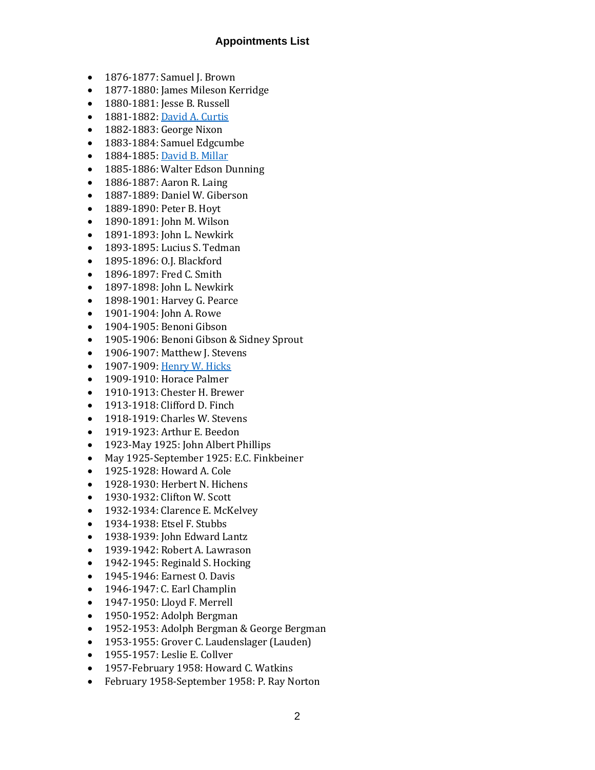### Appointments List

- 1876-1877: Samuel J. Brown
- 1877-1880: James Mileson Kerridge
- 1880-1881: Jesse B. Russell
- 1881-1882: David A. Curtis
- 1882-1883: George Nixon
- 1883-1884: Samuel Edgcumbe
- 1884-1885: David B. Millar
- 1885-1886: Walter Edson Dunning
- 1886-1887: Aaron R. Laing
- 1887-1889: Daniel W. Giberson
- 1889-1890: Peter B. Hoyt
- 1890-1891: John M. Wilson
- 1891-1893: John L. Newkirk
- 1893-1895: Lucius S. Tedman
- 1895-1896: O.J. Blackford
- 1896-1897: Fred C. Smith
- 1897-1898: John L. Newkirk
- 1898-1901: Harvey G. Pearce
- 1901-1904: John A. Rowe
- 1904-1905: Benoni Gibson
- 1905-1906: Benoni Gibson & Sidney Sprout
- 1906-1907: Matthew J. Stevens
- 1907-1909: Henry W. Hicks
- 1909-1910: Horace Palmer
- 1910-1913: Chester H. Brewer
- 1913-1918: Clifford D. Finch
- 1918-1919: Charles W. Stevens
- 1919-1923: Arthur E. Beedon
- 1923-May 1925: John Albert Phillips
- May 1925-September 1925: E.C. Finkbeiner
- 1925-1928: Howard A. Cole
- 1928-1930: Herbert N. Hichens
- 1930-1932: Clifton W. Scott
- 1932-1934: Clarence E. McKelvey
- 1934-1938: Etsel F. Stubbs
- 1938-1939: John Edward Lantz
- 1939-1942: Robert A. Lawrason
- 1942-1945: Reginald S. Hocking
- 1945-1946: Earnest O. Davis
- 1946-1947: C. Earl Champlin
- 1947-1950: Lloyd F. Merrell
- 1950-1952: Adolph Bergman
- 1952-1953: Adolph Bergman & George Bergman
- 1953-1955: Grover C. Laudenslager (Lauden)
- 1955-1957: Leslie E. Collver
- 1957-February 1958: Howard C. Watkins
- February 1958-September 1958: P. Ray Norton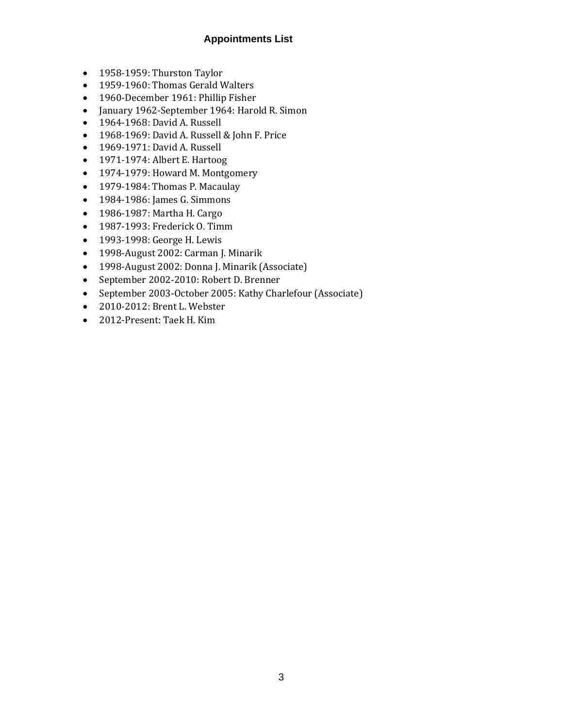## Appointments List

- 1958-1959: Thurston Taylor
- 1959-1960: Thomas Gerald Walters
- 1960-December 1961: Phillip Fisher
- January 1962-September 1964: Harold R. Simon
- 1964-1968: David A. Russell
- 1968-1969: David A. Russell & John F. Price
- 1969-1971: David A. Russell
- 1971-1974: Albert E. Hartoog
- 1974-1979: Howard M. Montgomery
- 1979-1984: Thomas P. Macaulay
- 1984-1986: James G. Simmons
- 1986-1987: Martha H. Cargo
- 1987-1993: Frederick O. Timm
- 1993-1998: George H. Lewis
- 1998-August 2002: Carman J. Minarik
- 1998-August 2002: Donna J. Minarik (Associate)
- September 2002-2010: Robert D. Brenner
- September 2003-October 2005: Kathy Charlefour (Associate)
- 2010-2012: Brent L. Webster
- 2012-Present: Taek H. Kim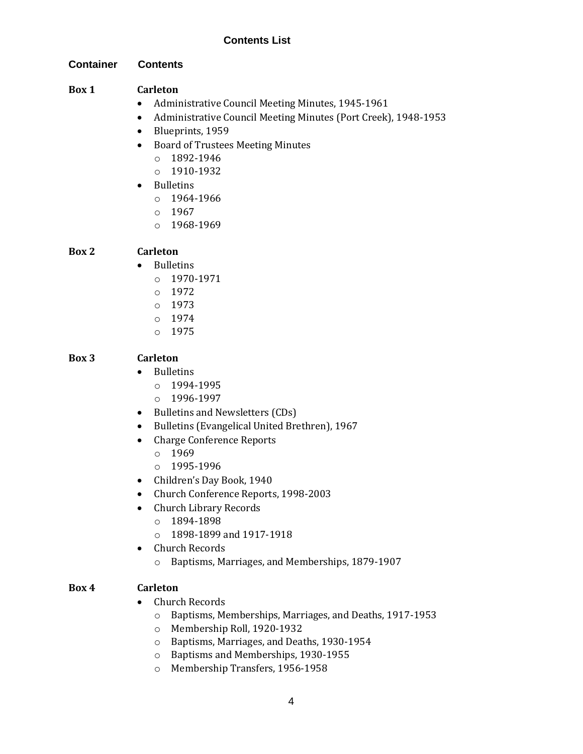## Contents List

**Container** | **Contents**

**Box 1** — **Carleton**

- Administrative Council Meeting Minutes, 1945-1961
- Administrative Council Meeting Minutes (Port Creek), 1948-1953
- Blueprints, 1959
- Board of Trustees Meeting Minutes
  - 1892-1946
  - 1910-1932
- Bulletins
  - 1964-1966
  - 1967
  - 1968-1969

**Box 2** — **Carleton**

- Bulletins
  - 1970-1971
  - 1972
  - 1973
  - 1974
  - 1975

**Box 3** — **Carleton**

- Bulletins
  - 1994-1995
  - 1996-1997
- Bulletins and Newsletters (CDs)
- Bulletins (Evangelical United Brethren), 1967
- Charge Conference Reports
  - 1969
  - 1995-1996
- Children's Day Book, 1940
- Church Conference Reports, 1998-2003
- Church Library Records
  - 1894-1898
  - 1898-1899 and 1917-1918
- Church Records
  - Baptisms, Marriages, and Memberships, 1879-1907

**Box 4** — **Carleton**

- Church Records
  - Baptisms, Memberships, Marriages, and Deaths, 1917-1953
  - Membership Roll, 1920-1932
  - Baptisms, Marriages, and Deaths, 1930-1954
  - Baptisms and Memberships, 1930-1955
  - Membership Transfers, 1956-1958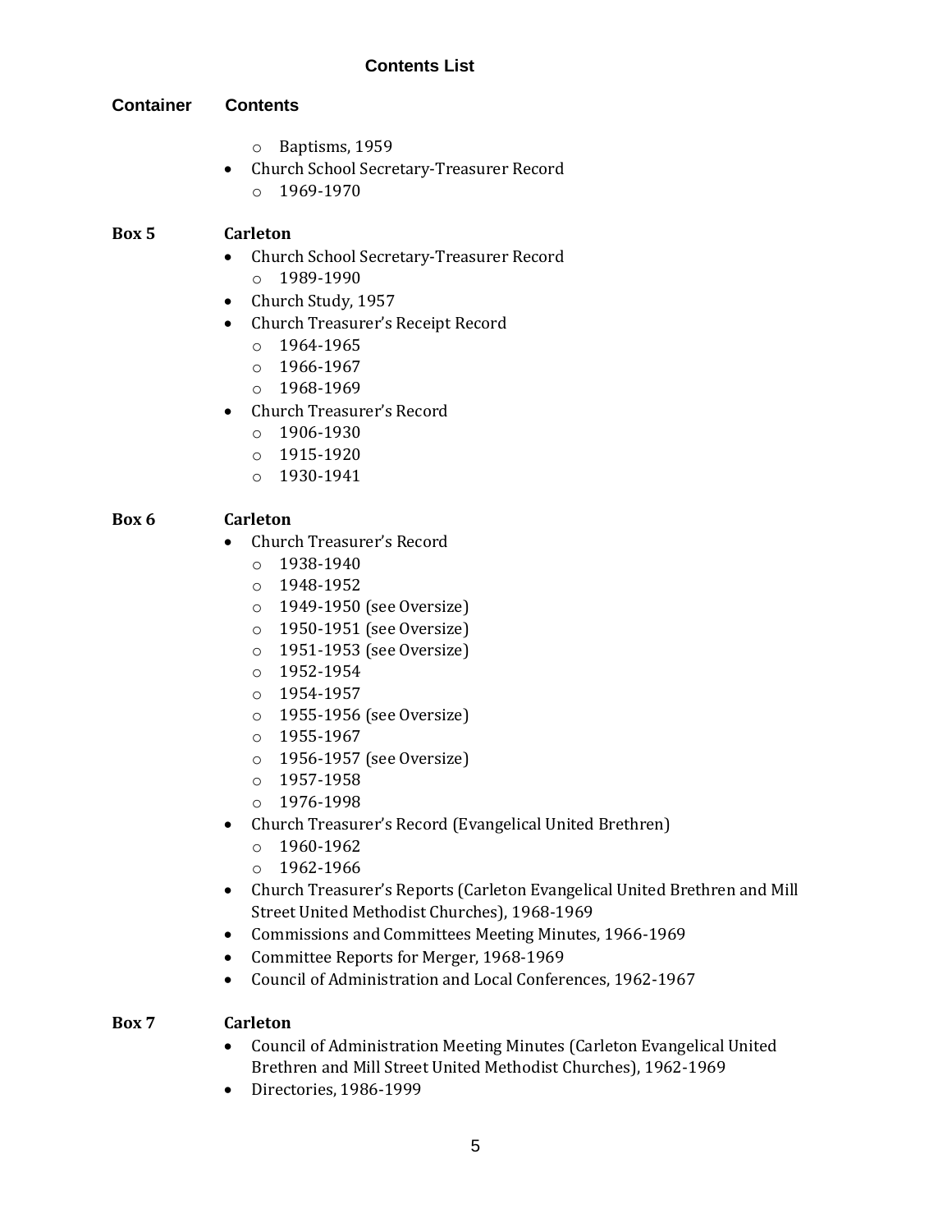## Contents List

| Container | Contents |
|---|---|

- Baptisms, 1959

- Church School Secretary-Treasurer Record
  - 1969-1970

**Box 5** **Carleton**

- Church School Secretary-Treasurer Record
  - 1989-1990
- Church Study, 1957
- Church Treasurer's Receipt Record
  - 1964-1965
  - 1966-1967
  - 1968-1969
- Church Treasurer's Record
  - 1906-1930
  - 1915-1920
  - 1930-1941

**Box 6** **Carleton**

- Church Treasurer's Record
  - 1938-1940
  - 1948-1952
  - 1949-1950 (see Oversize)
  - 1950-1951 (see Oversize)
  - 1951-1953 (see Oversize)
  - 1952-1954
  - 1954-1957
  - 1955-1956 (see Oversize)
  - 1955-1967
  - 1956-1957 (see Oversize)
  - 1957-1958
  - 1976-1998
- Church Treasurer's Record (Evangelical United Brethren)
  - 1960-1962
  - 1962-1966
- Church Treasurer's Reports (Carleton Evangelical United Brethren and Mill Street United Methodist Churches), 1968-1969
- Commissions and Committees Meeting Minutes, 1966-1969
- Committee Reports for Merger, 1968-1969
- Council of Administration and Local Conferences, 1962-1967

**Box 7** **Carleton**

- Council of Administration Meeting Minutes (Carleton Evangelical United Brethren and Mill Street United Methodist Churches), 1962-1969
- Directories, 1986-1999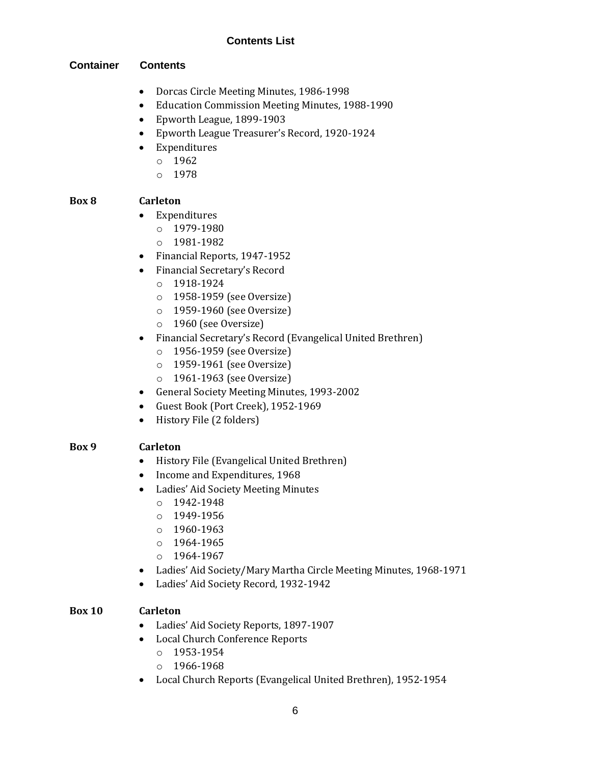## Contents List

**Container** **Contents**

- Dorcas Circle Meeting Minutes, 1986-1998
- Education Commission Meeting Minutes, 1988-1990
- Epworth League, 1899-1903
- Epworth League Treasurer's Record, 1920-1924
- Expenditures
  - 1962
  - 1978

**Box 8** **Carleton**

- Expenditures
  - 1979-1980
  - 1981-1982
- Financial Reports, 1947-1952
- Financial Secretary's Record
  - 1918-1924
  - 1958-1959 (see Oversize)
  - 1959-1960 (see Oversize)
  - 1960 (see Oversize)
- Financial Secretary's Record (Evangelical United Brethren)
  - 1956-1959 (see Oversize)
  - 1959-1961 (see Oversize)
  - 1961-1963 (see Oversize)
- General Society Meeting Minutes, 1993-2002
- Guest Book (Port Creek), 1952-1969
- History File (2 folders)

**Box 9** **Carleton**

- History File (Evangelical United Brethren)
- Income and Expenditures, 1968
- Ladies' Aid Society Meeting Minutes
  - 1942-1948
  - 1949-1956
  - 1960-1963
  - 1964-1965
  - 1964-1967
- Ladies' Aid Society/Mary Martha Circle Meeting Minutes, 1968-1971
- Ladies' Aid Society Record, 1932-1942

**Box 10** **Carleton**

- Ladies' Aid Society Reports, 1897-1907
- Local Church Conference Reports
  - 1953-1954
  - 1966-1968
- Local Church Reports (Evangelical United Brethren), 1952-1954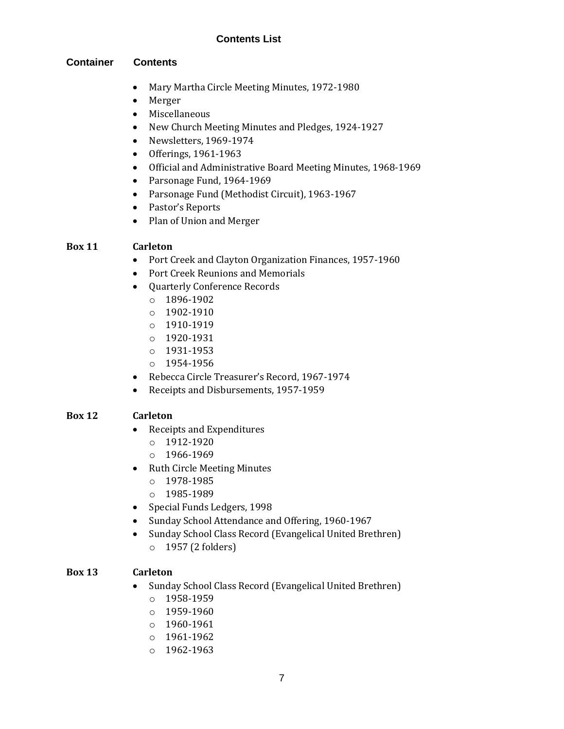## Contents List

**Container** **Contents**

- Mary Martha Circle Meeting Minutes, 1972-1980
- Merger
- Miscellaneous
- New Church Meeting Minutes and Pledges, 1924-1927
- Newsletters, 1969-1974
- Offerings, 1961-1963
- Official and Administrative Board Meeting Minutes, 1968-1969
- Parsonage Fund, 1964-1969
- Parsonage Fund (Methodist Circuit), 1963-1967
- Pastor's Reports
- Plan of Union and Merger

**Box 11** **Carleton**

- Port Creek and Clayton Organization Finances, 1957-1960
- Port Creek Reunions and Memorials
- Quarterly Conference Records
  - 1896-1902
  - 1902-1910
  - 1910-1919
  - 1920-1931
  - 1931-1953
  - 1954-1956
- Rebecca Circle Treasurer's Record, 1967-1974
- Receipts and Disbursements, 1957-1959

**Box 12** **Carleton**

- Receipts and Expenditures
  - 1912-1920
  - 1966-1969
- Ruth Circle Meeting Minutes
  - 1978-1985
  - 1985-1989
- Special Funds Ledgers, 1998
- Sunday School Attendance and Offering, 1960-1967
- Sunday School Class Record (Evangelical United Brethren)
  - 1957 (2 folders)

**Box 13** **Carleton**

- Sunday School Class Record (Evangelical United Brethren)
  - 1958-1959
  - 1959-1960
  - 1960-1961
  - 1961-1962
  - 1962-1963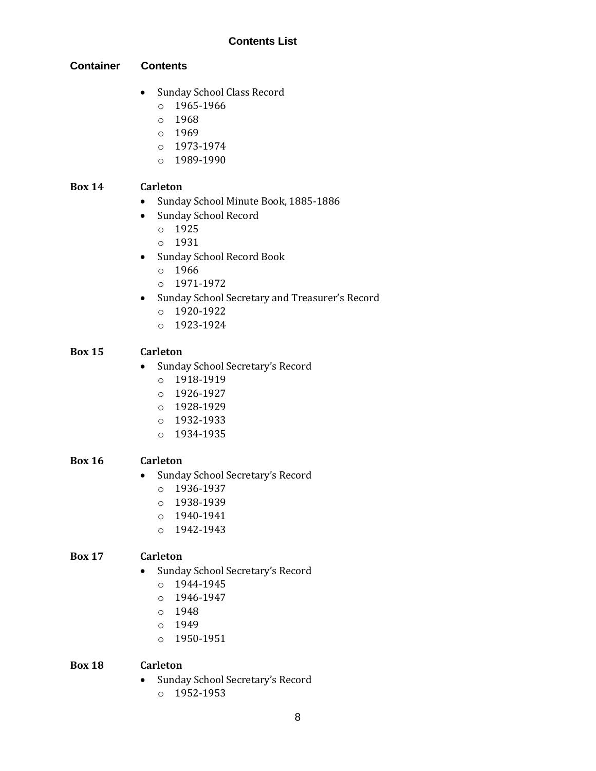## Contents List

**Container** **Contents**

- Sunday School Class Record
  - 1965-1966
  - 1968
  - 1969
  - 1973-1974
  - 1989-1990

**Box 14** **Carleton**

- Sunday School Minute Book, 1885-1886
- Sunday School Record
  - 1925
  - 1931
- Sunday School Record Book
  - 1966
  - 1971-1972
- Sunday School Secretary and Treasurer's Record
  - 1920-1922
  - 1923-1924

**Box 15** **Carleton**

- Sunday School Secretary's Record
  - 1918-1919
  - 1926-1927
  - 1928-1929
  - 1932-1933
  - 1934-1935

**Box 16** **Carleton**

- Sunday School Secretary's Record
  - 1936-1937
  - 1938-1939
  - 1940-1941
  - 1942-1943

**Box 17** **Carleton**

- Sunday School Secretary's Record
  - 1944-1945
  - 1946-1947
  - 1948
  - 1949
  - 1950-1951

**Box 18** **Carleton**

- Sunday School Secretary's Record
  - 1952-1953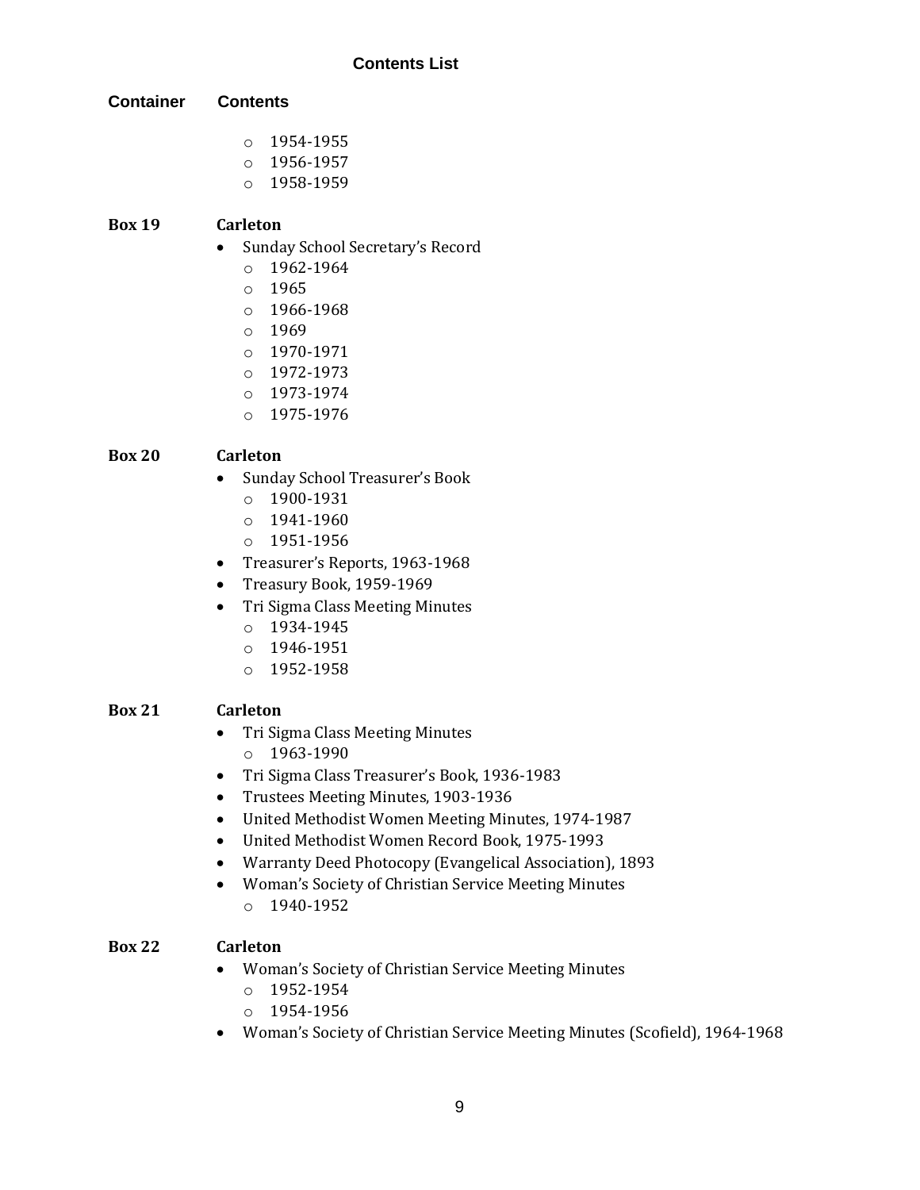## Contents List

| Container | Contents |
|---|---|
| | ◦ 1954-1955<br>◦ 1956-1957<br>◦ 1958-1959 |
| **Box 19** | **Carleton**<br>• Sunday School Secretary's Record<br>◦ 1962-1964<br>◦ 1965<br>◦ 1966-1968<br>◦ 1969<br>◦ 1970-1971<br>◦ 1972-1973<br>◦ 1973-1974<br>◦ 1975-1976 |
| **Box 20** | **Carleton**<br>• Sunday School Treasurer's Book<br>◦ 1900-1931<br>◦ 1941-1960<br>◦ 1951-1956<br>• Treasurer's Reports, 1963-1968<br>• Treasury Book, 1959-1969<br>• Tri Sigma Class Meeting Minutes<br>◦ 1934-1945<br>◦ 1946-1951<br>◦ 1952-1958 |
| **Box 21** | **Carleton**<br>• Tri Sigma Class Meeting Minutes<br>◦ 1963-1990<br>• Tri Sigma Class Treasurer's Book, 1936-1983<br>• Trustees Meeting Minutes, 1903-1936<br>• United Methodist Women Meeting Minutes, 1974-1987<br>• United Methodist Women Record Book, 1975-1993<br>• Warranty Deed Photocopy (Evangelical Association), 1893<br>• Woman's Society of Christian Service Meeting Minutes<br>◦ 1940-1952 |
| **Box 22** | **Carleton**<br>• Woman's Society of Christian Service Meeting Minutes<br>◦ 1952-1954<br>◦ 1954-1956<br>• Woman's Society of Christian Service Meeting Minutes (Scofield), 1964-1968 |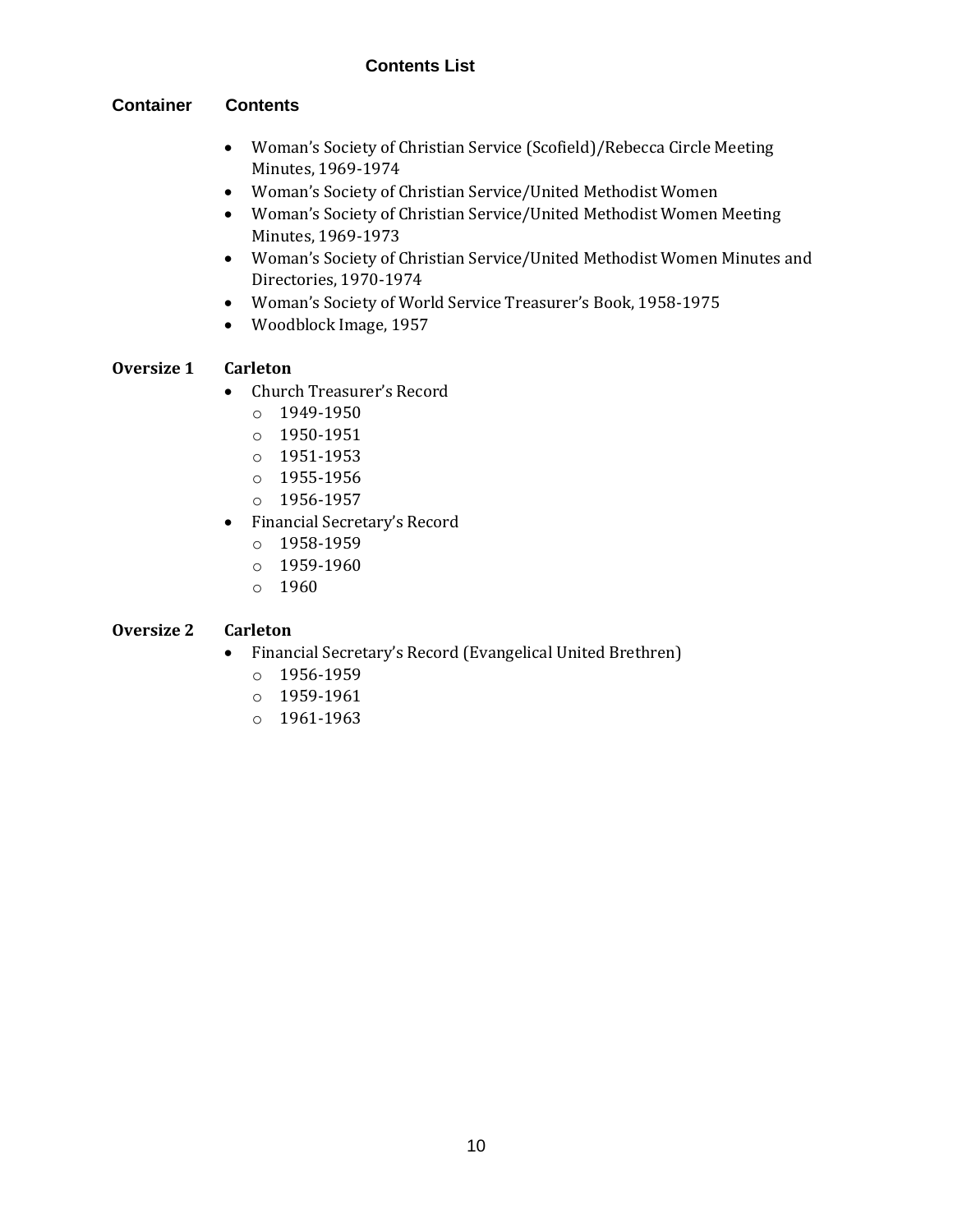**Contents List**

| Container | Contents |
|---|---|
| | • Woman's Society of Christian Service (Scofield)/Rebecca Circle Meeting Minutes, 1969-1974<br>• Woman's Society of Christian Service/United Methodist Women<br>• Woman's Society of Christian Service/United Methodist Women Meeting Minutes, 1969-1973<br>• Woman's Society of Christian Service/United Methodist Women Minutes and Directories, 1970-1974<br>• Woman's Society of World Service Treasurer's Book, 1958-1975<br>• Woodblock Image, 1957 |
| **Oversize 1** | **Carleton**<br>• Church Treasurer's Record<br>  o 1949-1950<br>  o 1950-1951<br>  o 1951-1953<br>  o 1955-1956<br>  o 1956-1957<br>• Financial Secretary's Record<br>  o 1958-1959<br>  o 1959-1960<br>  o 1960 |
| **Oversize 2** | **Carleton**<br>• Financial Secretary's Record (Evangelical United Brethren)<br>  o 1956-1959<br>  o 1959-1961<br>  o 1961-1963 |